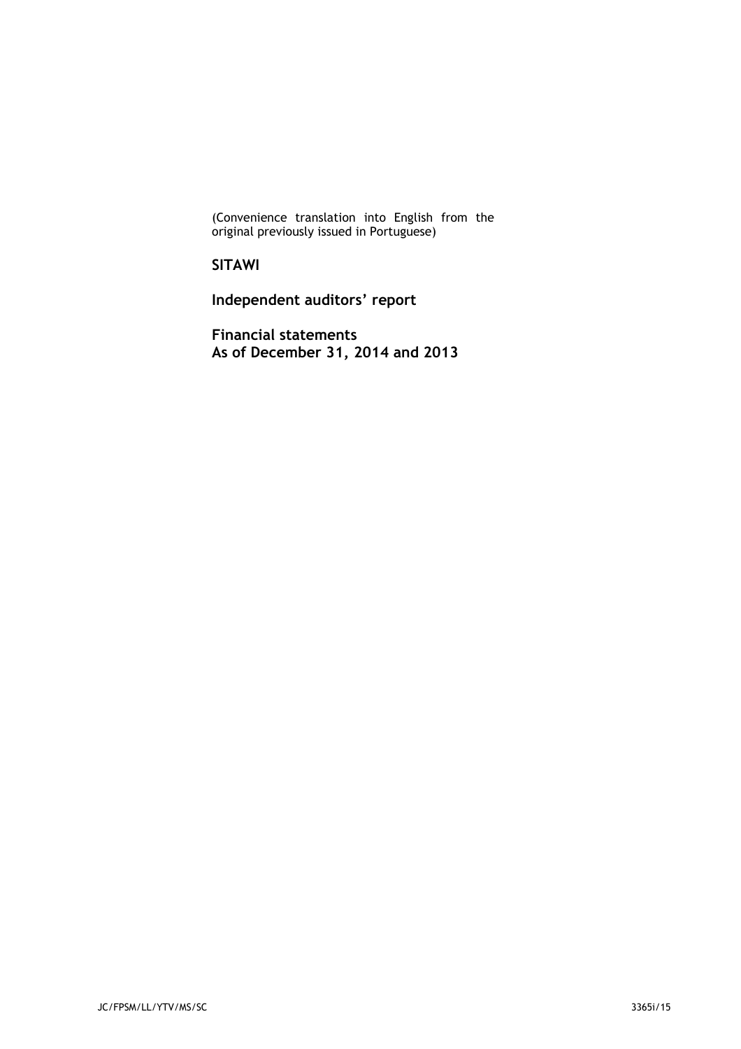(Convenience translation into English from the original previously issued in Portuguese)

**SITAWI**

**Independent auditors' report**

**Financial statements**
**As of December 31, 2014 and 2013**

JC/FPSM/LL/YTV/MS/SC 3365i/15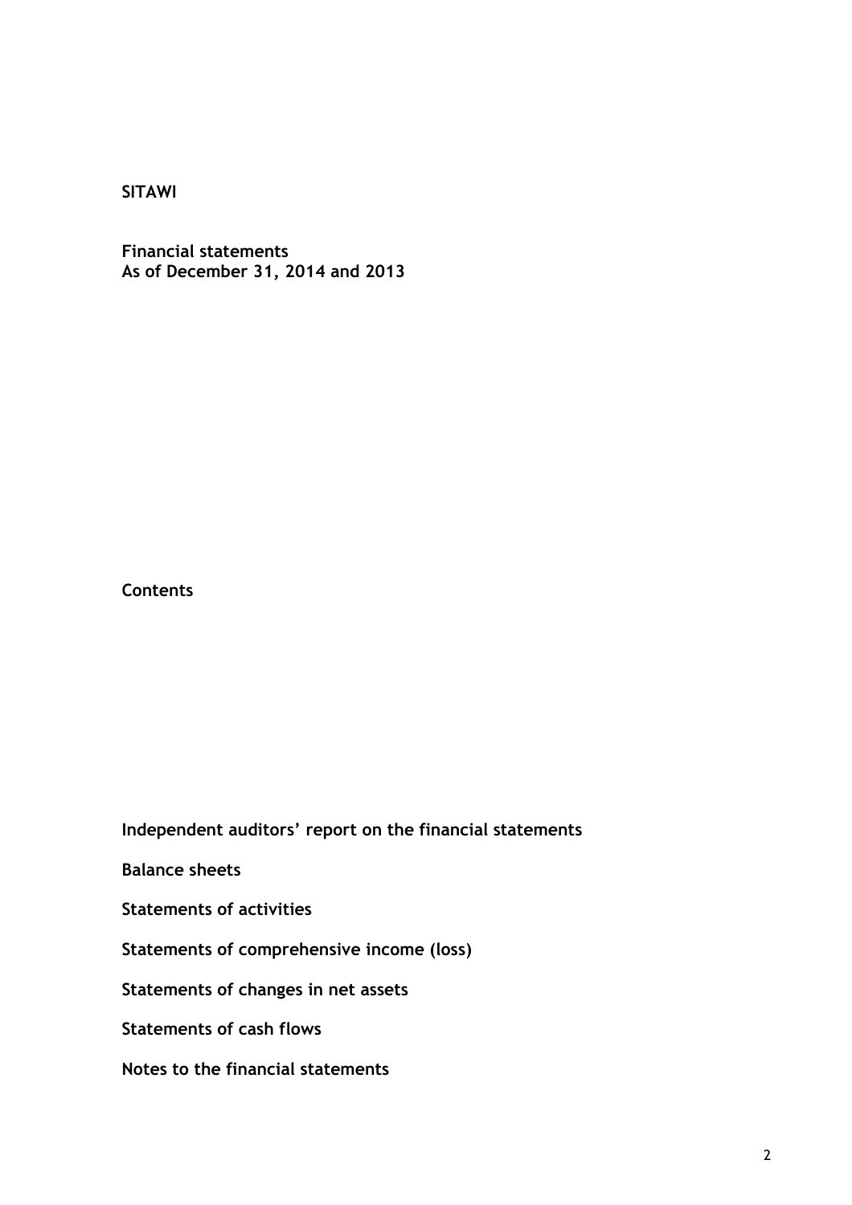**SITAWI**

**Financial statements**
**As of December 31, 2014 and 2013**

**Contents**

**Independent auditors' report on the financial statements**

**Balance sheets**

**Statements of activities**

**Statements of comprehensive income (loss)**

**Statements of changes in net assets**

**Statements of cash flows**

**Notes to the financial statements**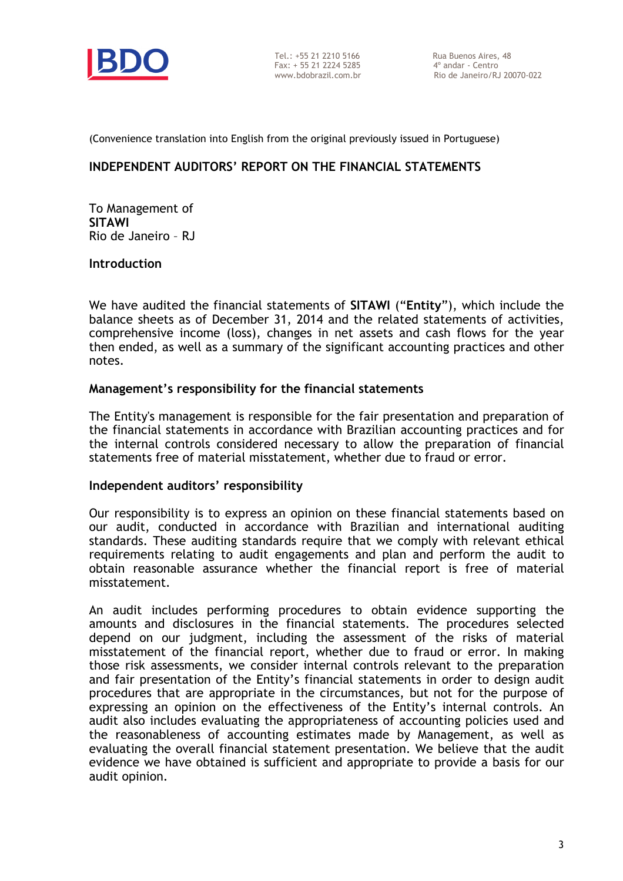Tel.: +55 21 2210 5166
Fax: + 55 21 2224 5285
www.bdobrazil.com.br

Rua Buenos Aires, 48
4º andar - Centro
Rio de Janeiro/RJ 20070-022

(Convenience translation into English from the original previously issued in Portuguese)

## INDEPENDENT AUDITORS' REPORT ON THE FINANCIAL STATEMENTS

To Management of
**SITAWI**
Rio de Janeiro – RJ

### Introduction

We have audited the financial statements of **SITAWI** ("**Entity**"), which include the balance sheets as of December 31, 2014 and the related statements of activities, comprehensive income (loss), changes in net assets and cash flows for the year then ended, as well as a summary of the significant accounting practices and other notes.

### Management's responsibility for the financial statements

The Entity's management is responsible for the fair presentation and preparation of the financial statements in accordance with Brazilian accounting practices and for the internal controls considered necessary to allow the preparation of financial statements free of material misstatement, whether due to fraud or error.

### Independent auditors' responsibility

Our responsibility is to express an opinion on these financial statements based on our audit, conducted in accordance with Brazilian and international auditing standards. These auditing standards require that we comply with relevant ethical requirements relating to audit engagements and plan and perform the audit to obtain reasonable assurance whether the financial report is free of material misstatement.

An audit includes performing procedures to obtain evidence supporting the amounts and disclosures in the financial statements. The procedures selected depend on our judgment, including the assessment of the risks of material misstatement of the financial report, whether due to fraud or error. In making those risk assessments, we consider internal controls relevant to the preparation and fair presentation of the Entity's financial statements in order to design audit procedures that are appropriate in the circumstances, but not for the purpose of expressing an opinion on the effectiveness of the Entity's internal controls. An audit also includes evaluating the appropriateness of accounting policies used and the reasonableness of accounting estimates made by Management, as well as evaluating the overall financial statement presentation. We believe that the audit evidence we have obtained is sufficient and appropriate to provide a basis for our audit opinion.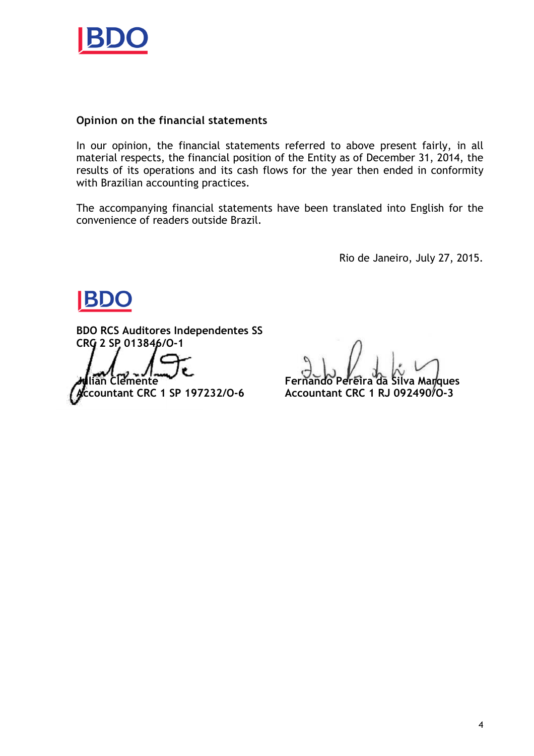**Opinion on the financial statements**

In our opinion, the financial statements referred to above present fairly, in all material respects, the financial position of the Entity as of December 31, 2014, the results of its operations and its cash flows for the year then ended in conformity with Brazilian accounting practices.

The accompanying financial statements have been translated into English for the convenience of readers outside Brazil.

Rio de Janeiro, July 27, 2015.

**BDO RCS Auditores Independentes SS**
**CRC 2 SP 013846/O-1**

**Julian Clemente**
**Accountant CRC 1 SP 197232/O-6**

**Fernando Pereira da Silva Marques**
**Accountant CRC 1 RJ 092490/O-3**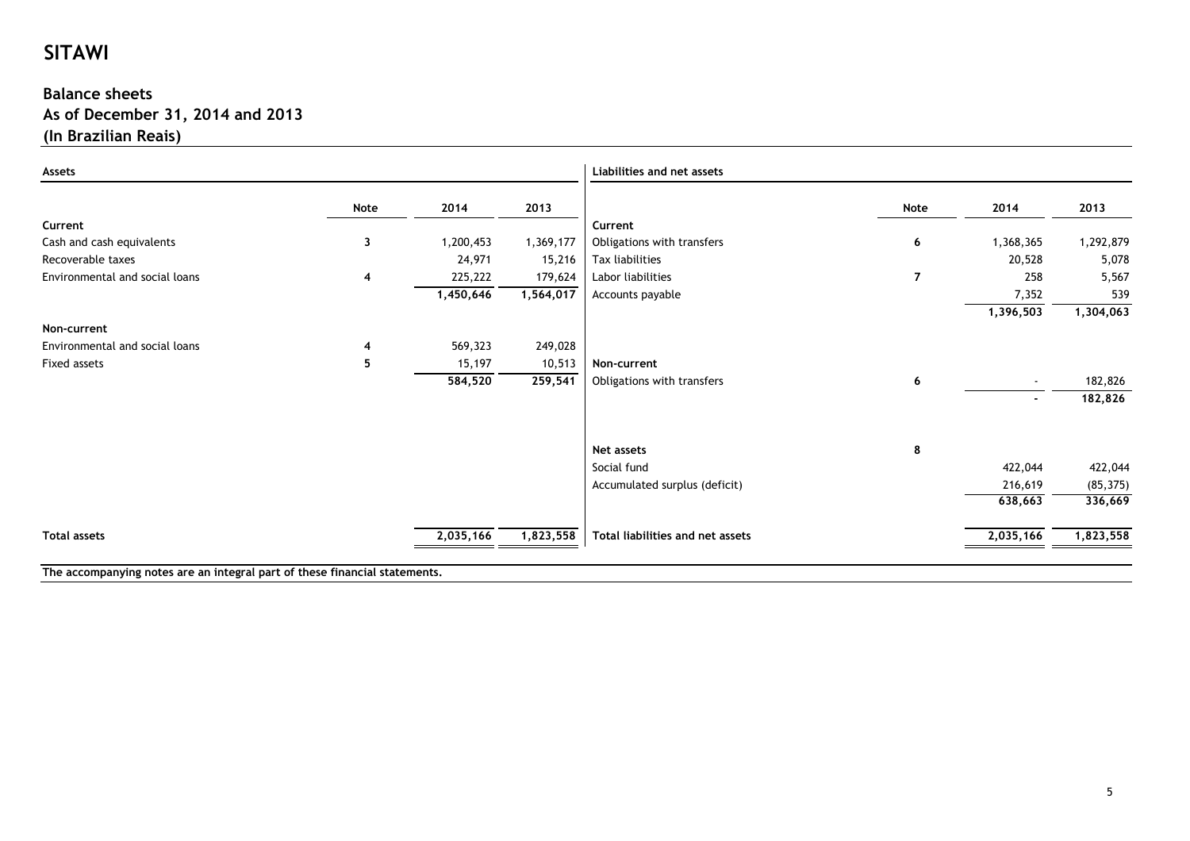# SITAWI

## Balance sheets
## As of December 31, 2014 and 2013
## (In Brazilian Reais)

| **Assets** | Note | 2014 | 2013 |
|---|---|---|---|
| **Current** | | | |
| Cash and cash equivalents | 3 | 1,200,453 | 1,369,177 |
| Recoverable taxes | | 24,971 | 15,216 |
| Environmental and social loans | 4 | 225,222 | 179,624 |
| | | 1,450,646 | 1,564,017 |
| **Non-current** | | | |
| Environmental and social loans | 4 | 569,323 | 249,028 |
| Fixed assets | 5 | 15,197 | 10,513 |
| | | 584,520 | 259,541 |
| **Total assets** | | 2,035,166 | 1,823,558 |

| **Liabilities and net assets** | Note | 2014 | 2013 |
|---|---|---|---|
| **Current** | | | |
| Obligations with transfers | 6 | 1,368,365 | 1,292,879 |
| Tax liabilities | | 20,528 | 5,078 |
| Labor liabilities | 7 | 258 | 5,567 |
| Accounts payable | | 7,352 | 539 |
| | | 1,396,503 | 1,304,063 |
| **Non-current** | | | |
| Obligations with transfers | 6 | - | 182,826 |
| | | - | 182,826 |
| **Net assets** | 8 | | |
| Social fund | | 422,044 | 422,044 |
| Accumulated surplus (deficit) | | 216,619 | (85,375) |
| | | 638,663 | 336,669 |
| **Total liabilities and net assets** | | 2,035,166 | 1,823,558 |

**The accompanying notes are an integral part of these financial statements.**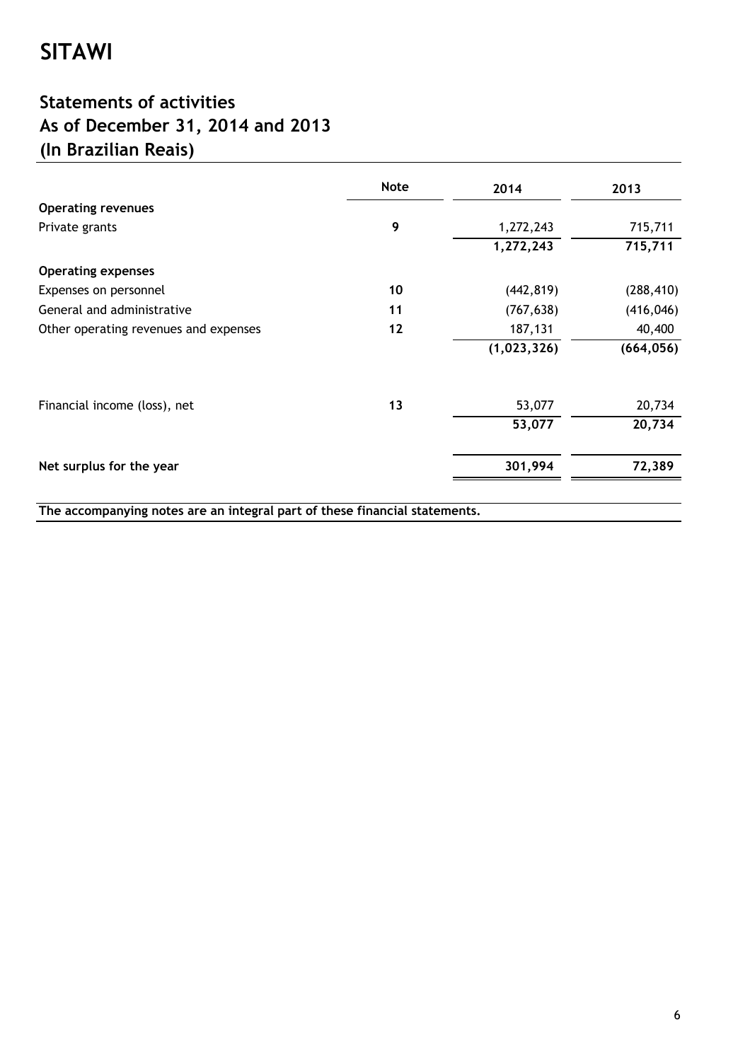# SITAWI

## Statements of activities
## As of December 31, 2014 and 2013
## (In Brazilian Reais)

| | Note | 2014 | 2013 |
|---|---|---|---|
| **Operating revenues** | | | |
| Private grants | 9 | 1,272,243 | 715,711 |
| | | **1,272,243** | **715,711** |
| **Operating expenses** | | | |
| Expenses on personnel | 10 | (442,819) | (288,410) |
| General and administrative | 11 | (767,638) | (416,046) |
| Other operating revenues and expenses | 12 | 187,131 | 40,400 |
| | | **(1,023,326)** | **(664,056)** |
| Financial income (loss), net | 13 | 53,077 | 20,734 |
| | | **53,077** | **20,734** |
| **Net surplus for the year** | | **301,994** | **72,389** |

**The accompanying notes are an integral part of these financial statements.**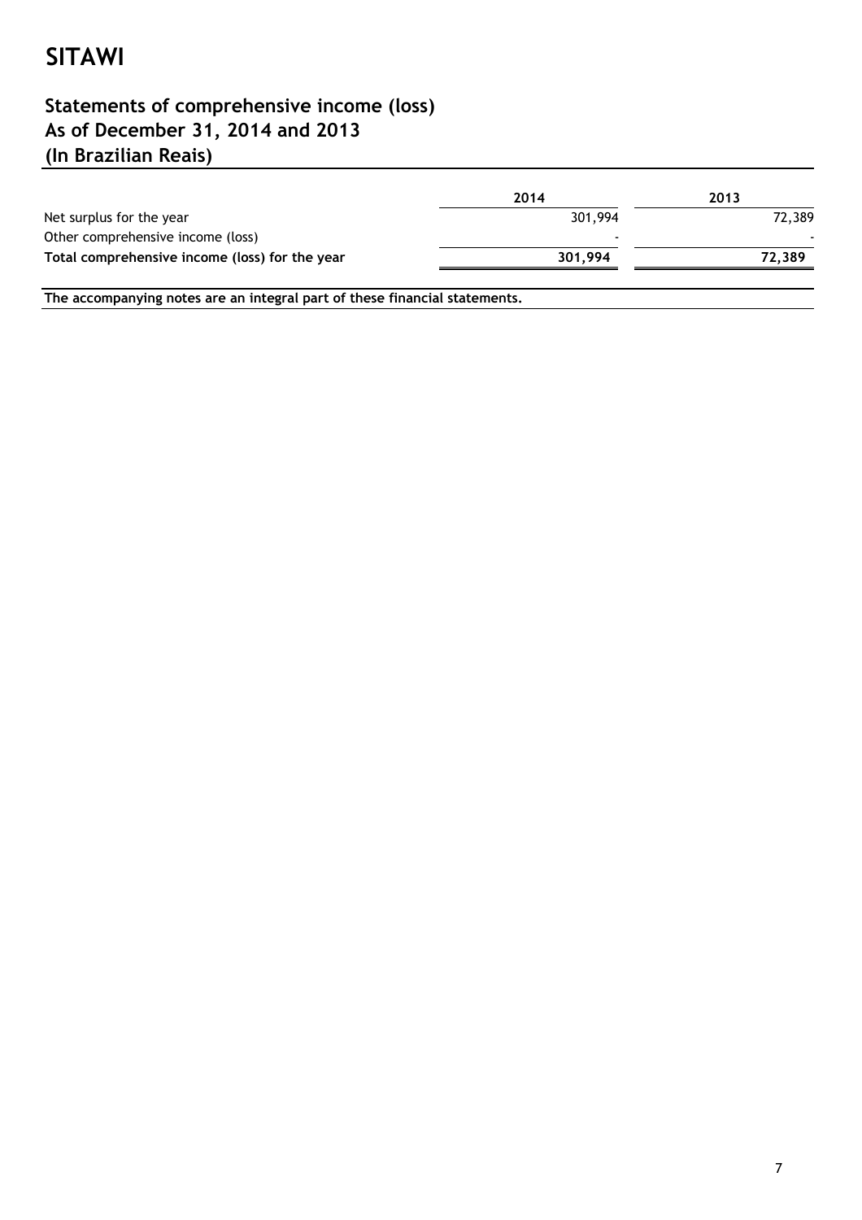# SITAWI

## Statements of comprehensive income (loss)
## As of December 31, 2014 and 2013
## (In Brazilian Reais)

| | 2014 | 2013 |
|---|---|---|
| Net surplus for the year | 301,994 | 72,389 |
| Other comprehensive income (loss) | - | - |
| **Total comprehensive income (loss) for the year** | **301,994** | **72,389** |

**The accompanying notes are an integral part of these financial statements.**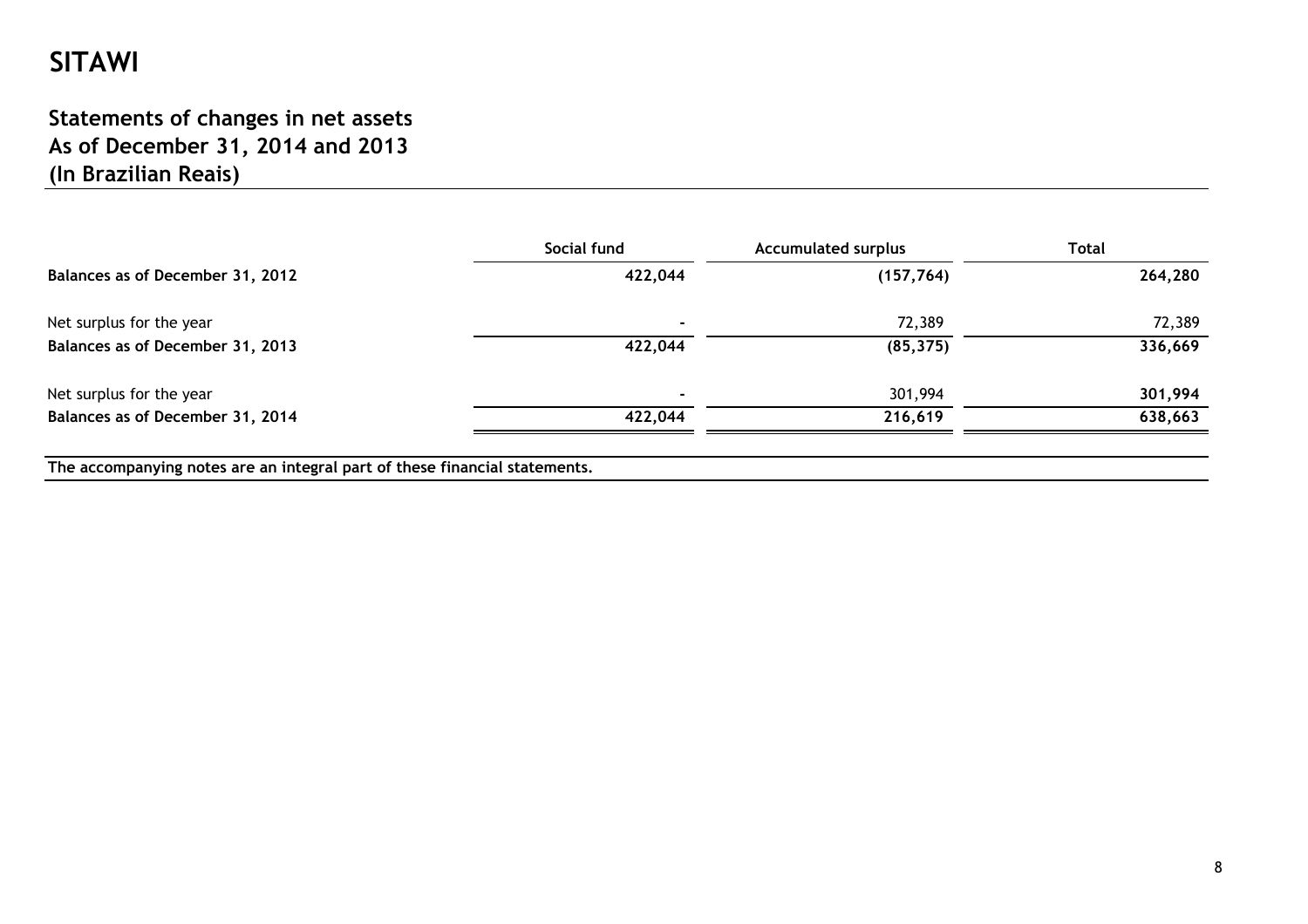# SITAWI

## Statements of changes in net assets
## As of December 31, 2014 and 2013
## (In Brazilian Reais)

| | Social fund | Accumulated surplus | Total |
|---|---|---|---|
| **Balances as of December 31, 2012** | **422,044** | **(157,764)** | **264,280** |
| Net surplus for the year | - | 72,389 | 72,389 |
| **Balances as of December 31, 2013** | **422,044** | **(85,375)** | **336,669** |
| Net surplus for the year | - | 301,994 | **301,994** |
| **Balances as of December 31, 2014** | **422,044** | **216,619** | **638,663** |

**The accompanying notes are an integral part of these financial statements.**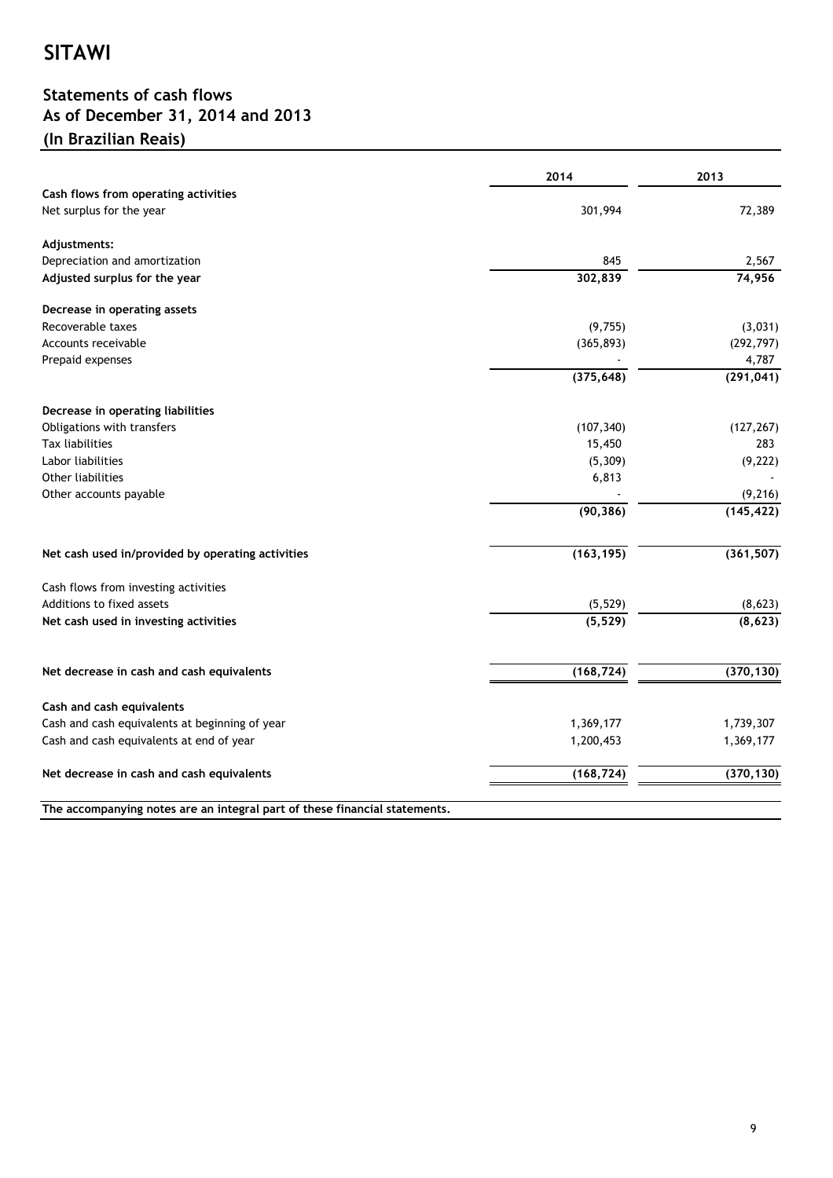# SITAWI

## Statements of cash flows
## As of December 31, 2014 and 2013
## (In Brazilian Reais)

| | 2014 | 2013 |
|---|---|---|
| **Cash flows from operating activities** | | |
| Net surplus for the year | 301,994 | 72,389 |
| | | |
| **Adjustments:** | | |
| Depreciation and amortization | 845 | 2,567 |
| **Adjusted surplus for the year** | **302,839** | **74,956** |
| | | |
| **Decrease in operating assets** | | |
| Recoverable taxes | (9,755) | (3,031) |
| Accounts receivable | (365,893) | (292,797) |
| Prepaid expenses | - | 4,787 |
| | **(375,648)** | **(291,041)** |
| | | |
| **Decrease in operating liabilities** | | |
| Obligations with transfers | (107,340) | (127,267) |
| Tax liabilities | 15,450 | 283 |
| Labor liabilities | (5,309) | (9,222) |
| Other liabilities | 6,813 | - |
| Other accounts payable | - | (9,216) |
| | **(90,386)** | **(145,422)** |
| | | |
| **Net cash used in/provided by operating activities** | **(163,195)** | **(361,507)** |
| | | |
| Cash flows from investing activities | | |
| Additions to fixed assets | (5,529) | (8,623) |
| **Net cash used in investing activities** | **(5,529)** | **(8,623)** |
| | | |
| **Net decrease in cash and cash equivalents** | **(168,724)** | **(370,130)** |
| | | |
| **Cash and cash equivalents** | | |
| Cash and cash equivalents at beginning of year | 1,369,177 | 1,739,307 |
| Cash and cash equivalents at end of year | 1,200,453 | 1,369,177 |
| | | |
| **Net decrease in cash and cash equivalents** | **(168,724)** | **(370,130)** |

**The accompanying notes are an integral part of these financial statements.**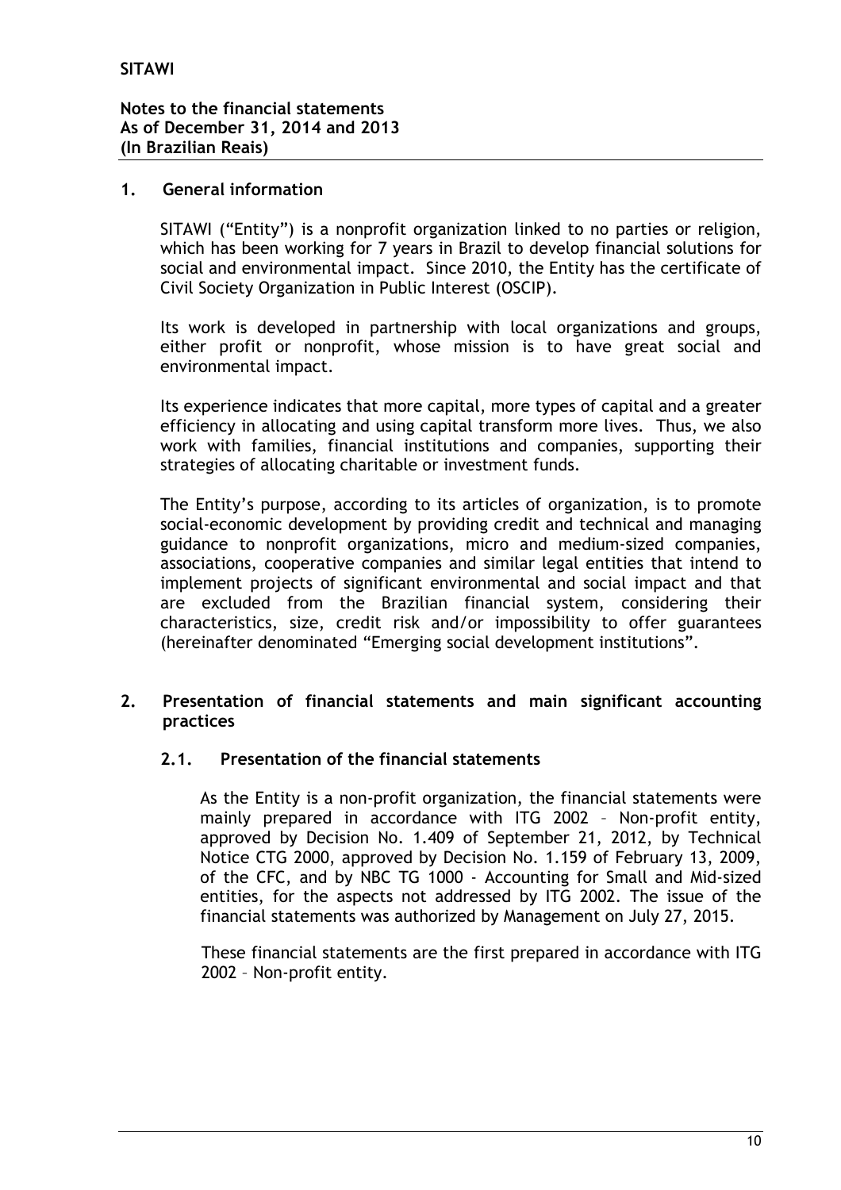## 1. General information

SITAWI ("Entity") is a nonprofit organization linked to no parties or religion, which has been working for 7 years in Brazil to develop financial solutions for social and environmental impact. Since 2010, the Entity has the certificate of Civil Society Organization in Public Interest (OSCIP).

Its work is developed in partnership with local organizations and groups, either profit or nonprofit, whose mission is to have great social and environmental impact.

Its experience indicates that more capital, more types of capital and a greater efficiency in allocating and using capital transform more lives. Thus, we also work with families, financial institutions and companies, supporting their strategies of allocating charitable or investment funds.

The Entity's purpose, according to its articles of organization, is to promote social-economic development by providing credit and technical and managing guidance to nonprofit organizations, micro and medium-sized companies, associations, cooperative companies and similar legal entities that intend to implement projects of significant environmental and social impact and that are excluded from the Brazilian financial system, considering their characteristics, size, credit risk and/or impossibility to offer guarantees (hereinafter denominated "Emerging social development institutions".

## 2. Presentation of financial statements and main significant accounting practices

### 2.1. Presentation of the financial statements

As the Entity is a non-profit organization, the financial statements were mainly prepared in accordance with ITG 2002 – Non-profit entity, approved by Decision No. 1.409 of September 21, 2012, by Technical Notice CTG 2000, approved by Decision No. 1.159 of February 13, 2009, of the CFC, and by NBC TG 1000 - Accounting for Small and Mid-sized entities, for the aspects not addressed by ITG 2002. The issue of the financial statements was authorized by Management on July 27, 2015.

These financial statements are the first prepared in accordance with ITG 2002 – Non-profit entity.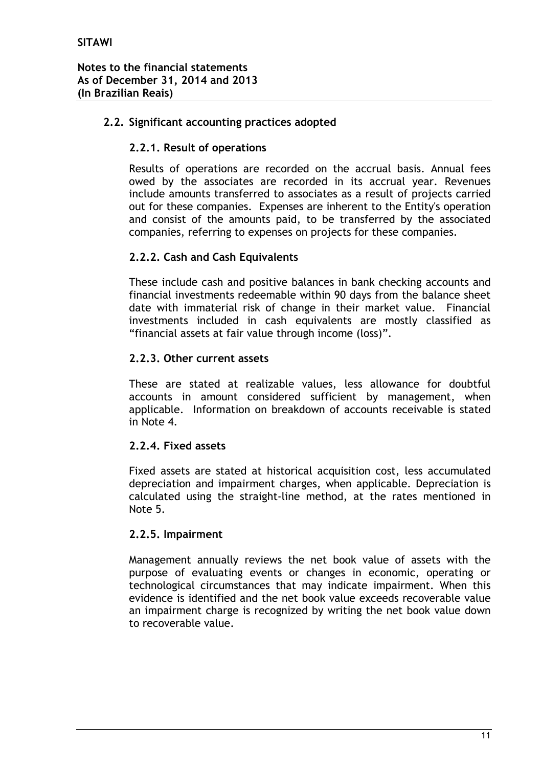## 2.2. Significant accounting practices adopted

### 2.2.1. Result of operations

Results of operations are recorded on the accrual basis. Annual fees owed by the associates are recorded in its accrual year. Revenues include amounts transferred to associates as a result of projects carried out for these companies. Expenses are inherent to the Entity's operation and consist of the amounts paid, to be transferred by the associated companies, referring to expenses on projects for these companies.

### 2.2.2. Cash and Cash Equivalents

These include cash and positive balances in bank checking accounts and financial investments redeemable within 90 days from the balance sheet date with immaterial risk of change in their market value. Financial investments included in cash equivalents are mostly classified as "financial assets at fair value through income (loss)".

### 2.2.3. Other current assets

These are stated at realizable values, less allowance for doubtful accounts in amount considered sufficient by management, when applicable. Information on breakdown of accounts receivable is stated in Note 4.

### 2.2.4. Fixed assets

Fixed assets are stated at historical acquisition cost, less accumulated depreciation and impairment charges, when applicable. Depreciation is calculated using the straight-line method, at the rates mentioned in Note 5.

### 2.2.5. Impairment

Management annually reviews the net book value of assets with the purpose of evaluating events or changes in economic, operating or technological circumstances that may indicate impairment. When this evidence is identified and the net book value exceeds recoverable value an impairment charge is recognized by writing the net book value down to recoverable value.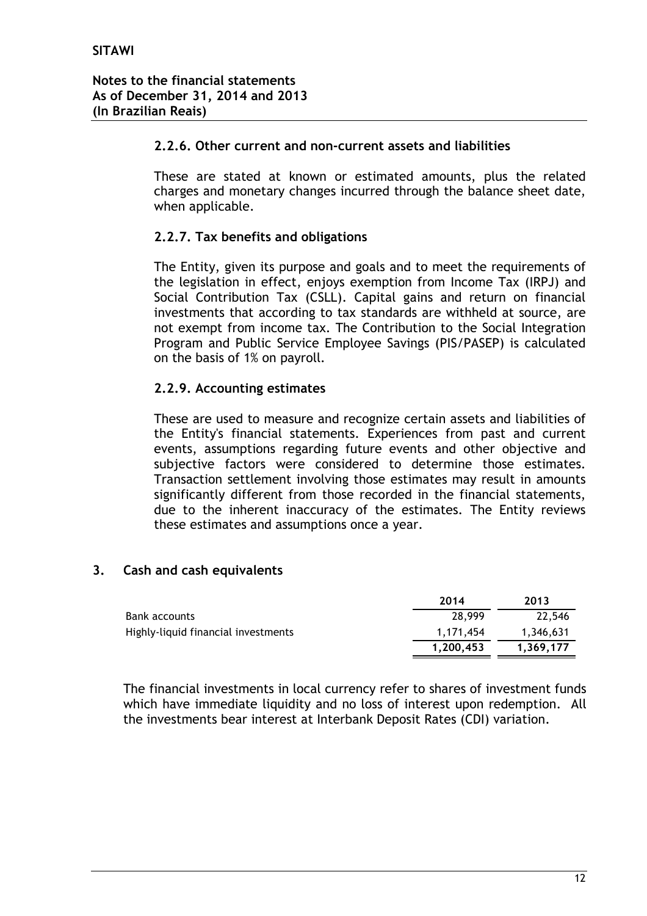### 2.2.6. Other current and non-current assets and liabilities

These are stated at known or estimated amounts, plus the related charges and monetary changes incurred through the balance sheet date, when applicable.

### 2.2.7. Tax benefits and obligations

The Entity, given its purpose and goals and to meet the requirements of the legislation in effect, enjoys exemption from Income Tax (IRPJ) and Social Contribution Tax (CSLL). Capital gains and return on financial investments that according to tax standards are withheld at source, are not exempt from income tax. The Contribution to the Social Integration Program and Public Service Employee Savings (PIS/PASEP) is calculated on the basis of 1% on payroll.

### 2.2.9. Accounting estimates

These are used to measure and recognize certain assets and liabilities of the Entity's financial statements. Experiences from past and current events, assumptions regarding future events and other objective and subjective factors were considered to determine those estimates. Transaction settlement involving those estimates may result in amounts significantly different from those recorded in the financial statements, due to the inherent inaccuracy of the estimates. The Entity reviews these estimates and assumptions once a year.

## 3. Cash and cash equivalents

| | 2014 | 2013 |
|---|---|---|
| Bank accounts | 28,999 | 22,546 |
| Highly-liquid financial investments | 1,171,454 | 1,346,631 |
| | **1,200,453** | **1,369,177** |

The financial investments in local currency refer to shares of investment funds which have immediate liquidity and no loss of interest upon redemption. All the investments bear interest at Interbank Deposit Rates (CDI) variation.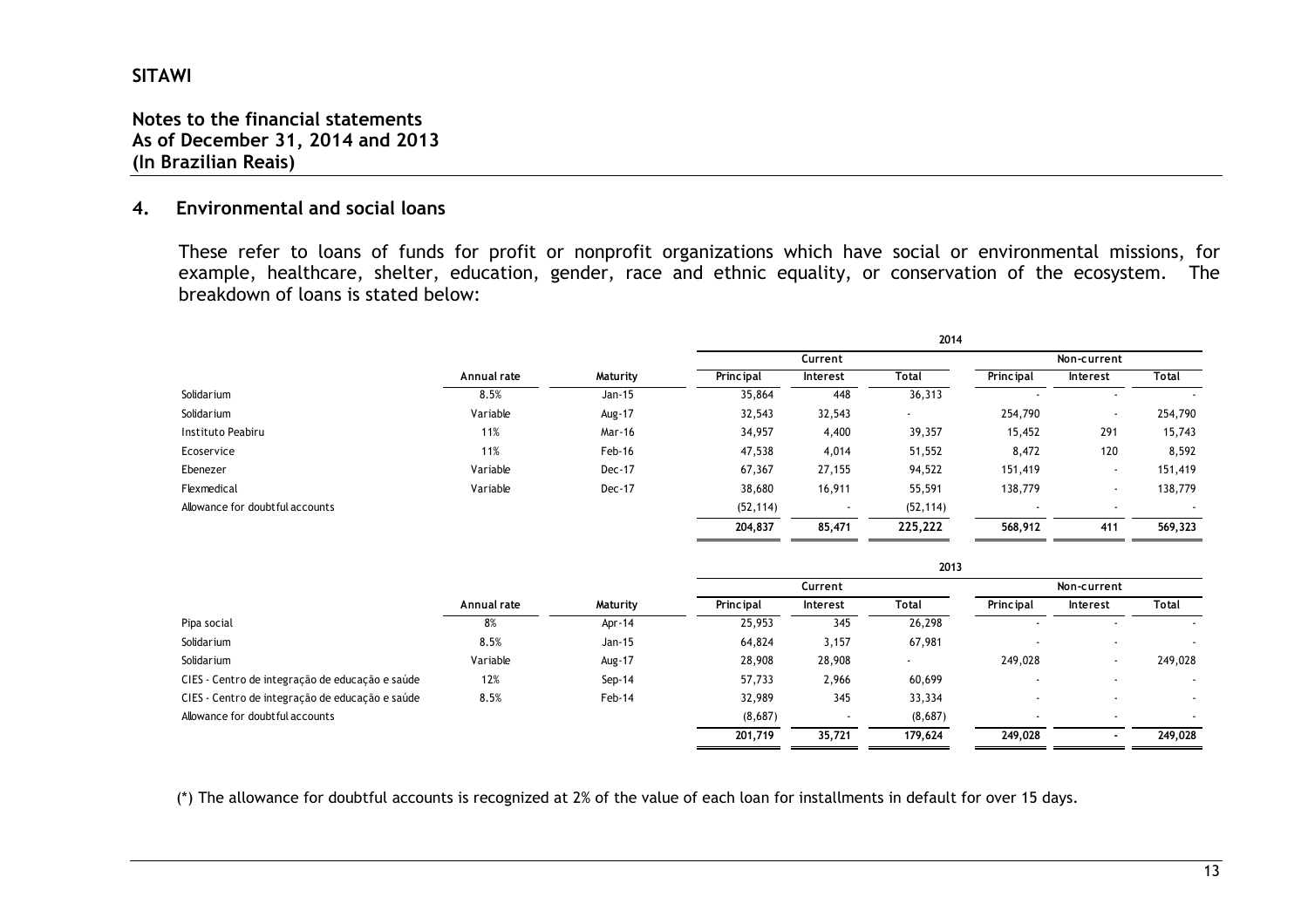## 4. Environmental and social loans

These refer to loans of funds for profit or nonprofit organizations which have social or environmental missions, for example, healthcare, shelter, education, gender, race and ethnic equality, or conservation of the ecosystem. The breakdown of loans is stated below:

| | | | 2014 | | | | | |
|---|---|---|---|---|---|---|---|---|
| | | | Current | | | Non-current | | |
| | Annual rate | Maturity | Principal | Interest | Total | Principal | Interest | Total |
| Solidarium | 8.5% | Jan-15 | 35,864 | 448 | 36,313 | - | - | - |
| Solidarium | Variable | Aug-17 | 32,543 | 32,543 | - | 254,790 | - | 254,790 |
| Instituto Peabiru | 11% | Mar-16 | 34,957 | 4,400 | 39,357 | 15,452 | 291 | 15,743 |
| Ecoservice | 11% | Feb-16 | 47,538 | 4,014 | 51,552 | 8,472 | 120 | 8,592 |
| Ebenezer | Variable | Dec-17 | 67,367 | 27,155 | 94,522 | 151,419 | - | 151,419 |
| Flexmedical | Variable | Dec-17 | 38,680 | 16,911 | 55,591 | 138,779 | - | 138,779 |
| Allowance for doubtful accounts | | | (52,114) | - | (52,114) | - | - | - |
| | | | 204,837 | 85,471 | 225,222 | 568,912 | 411 | 569,323 |

| | | | 2013 | | | | | |
|---|---|---|---|---|---|---|---|---|
| | | | Current | | | Non-current | | |
| | Annual rate | Maturity | Principal | Interest | Total | Principal | Interest | Total |
| Pipa social | 8% | Apr-14 | 25,953 | 345 | 26,298 | - | - | - |
| Solidarium | 8.5% | Jan-15 | 64,824 | 3,157 | 67,981 | - | - | - |
| Solidarium | Variable | Aug-17 | 28,908 | 28,908 | - | 249,028 | - | 249,028 |
| CIES - Centro de integração de educação e saúde | 12% | Sep-14 | 57,733 | 2,966 | 60,699 | - | - | - |
| CIES - Centro de integração de educação e saúde | 8.5% | Feb-14 | 32,989 | 345 | 33,334 | - | - | - |
| Allowance for doubtful accounts | | | (8,687) | - | (8,687) | - | - | - |
| | | | 201,719 | 35,721 | 179,624 | 249,028 | - | 249,028 |

(*) The allowance for doubtful accounts is recognized at 2% of the value of each loan for installments in default for over 15 days.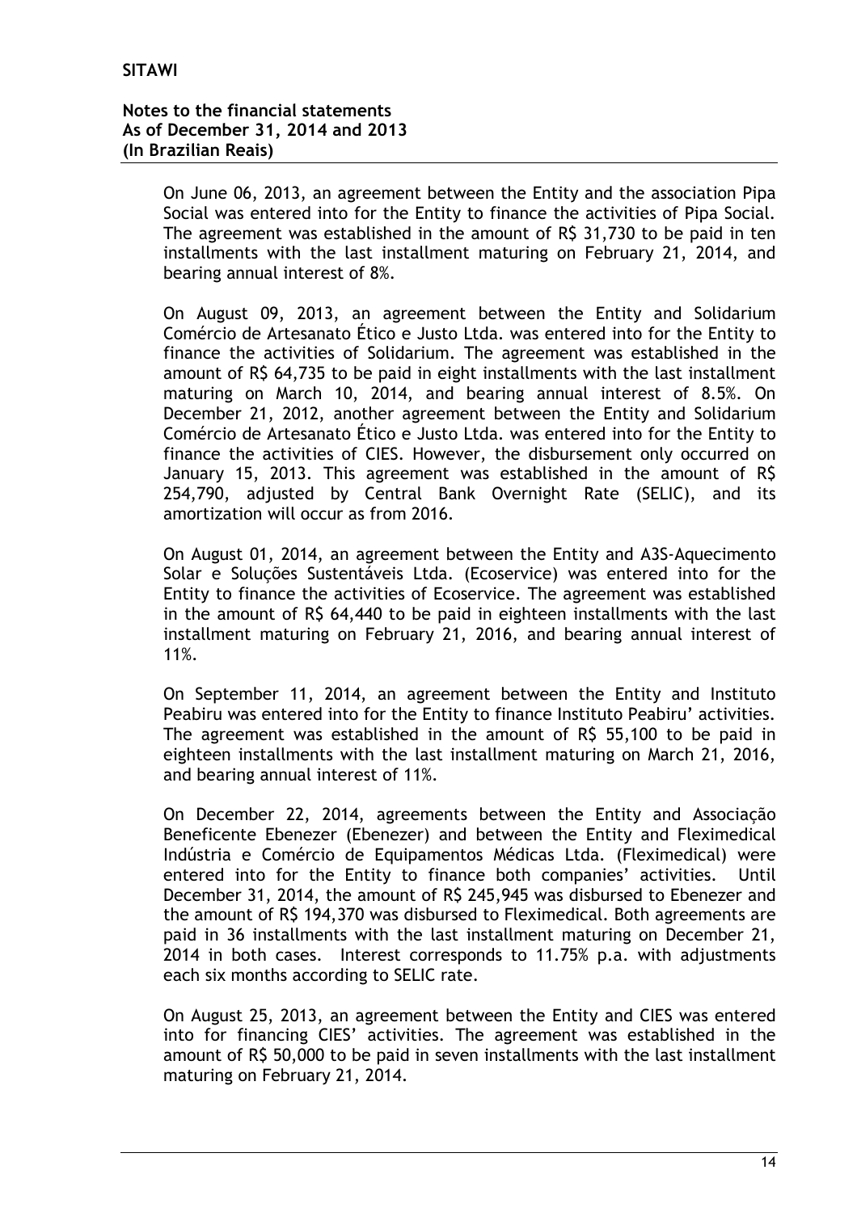On June 06, 2013, an agreement between the Entity and the association Pipa Social was entered into for the Entity to finance the activities of Pipa Social. The agreement was established in the amount of R$ 31,730 to be paid in ten installments with the last installment maturing on February 21, 2014, and bearing annual interest of 8%.

On August 09, 2013, an agreement between the Entity and Solidarium Comércio de Artesanato Ético e Justo Ltda. was entered into for the Entity to finance the activities of Solidarium. The agreement was established in the amount of R$ 64,735 to be paid in eight installments with the last installment maturing on March 10, 2014, and bearing annual interest of 8.5%. On December 21, 2012, another agreement between the Entity and Solidarium Comércio de Artesanato Ético e Justo Ltda. was entered into for the Entity to finance the activities of CIES. However, the disbursement only occurred on January 15, 2013. This agreement was established in the amount of R$ 254,790, adjusted by Central Bank Overnight Rate (SELIC), and its amortization will occur as from 2016.

On August 01, 2014, an agreement between the Entity and A3S-Aquecimento Solar e Soluções Sustentáveis Ltda. (Ecoservice) was entered into for the Entity to finance the activities of Ecoservice. The agreement was established in the amount of R$ 64,440 to be paid in eighteen installments with the last installment maturing on February 21, 2016, and bearing annual interest of 11%.

On September 11, 2014, an agreement between the Entity and Instituto Peabiru was entered into for the Entity to finance Instituto Peabiru' activities. The agreement was established in the amount of R$ 55,100 to be paid in eighteen installments with the last installment maturing on March 21, 2016, and bearing annual interest of 11%.

On December 22, 2014, agreements between the Entity and Associação Beneficente Ebenezer (Ebenezer) and between the Entity and Fleximedical Indústria e Comércio de Equipamentos Médicas Ltda. (Fleximedical) were entered into for the Entity to finance both companies' activities. Until December 31, 2014, the amount of R$ 245,945 was disbursed to Ebenezer and the amount of R$ 194,370 was disbursed to Fleximedical. Both agreements are paid in 36 installments with the last installment maturing on December 21, 2014 in both cases. Interest corresponds to 11.75% p.a. with adjustments each six months according to SELIC rate.

On August 25, 2013, an agreement between the Entity and CIES was entered into for financing CIES' activities. The agreement was established in the amount of R$ 50,000 to be paid in seven installments with the last installment maturing on February 21, 2014.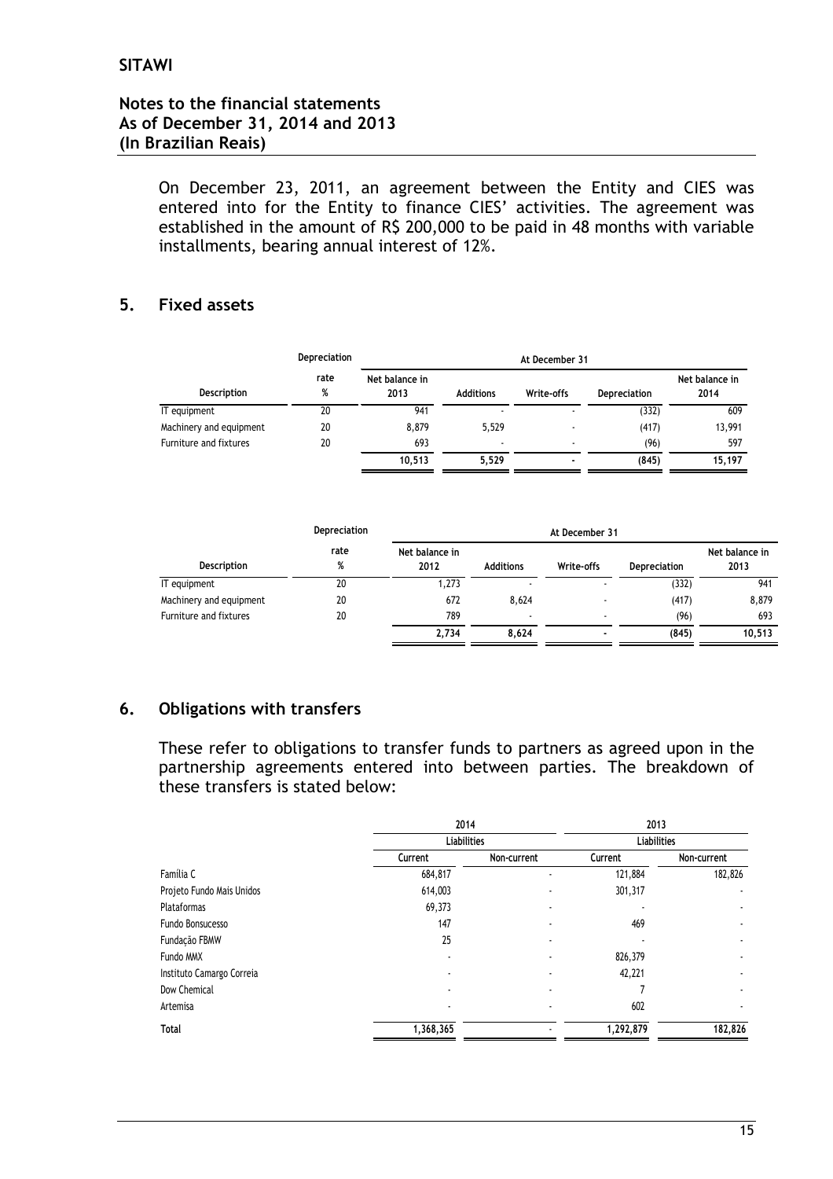On December 23, 2011, an agreement between the Entity and CIES was entered into for the Entity to finance CIES' activities. The agreement was established in the amount of R$ 200,000 to be paid in 48 months with variable installments, bearing annual interest of 12%.

## 5. Fixed assets

| Description | Depreciation rate % | At December 31 Net balance in 2013 | Additions | Write-offs | Depreciation | Net balance in 2014 |
|---|---|---|---|---|---|---|
| IT equipment | 20 | 941 | - | - | (332) | 609 |
| Machinery and equipment | 20 | 8,879 | 5,529 | - | (417) | 13,991 |
| Furniture and fixtures | 20 | 693 | - | - | (96) | 597 |
| | | **10,513** | **5,529** | **-** | **(845)** | **15,197** |

| Description | Depreciation rate % | At December 31 Net balance in 2012 | Additions | Write-offs | Depreciation | Net balance in 2013 |
|---|---|---|---|---|---|---|
| IT equipment | 20 | 1,273 | - | - | (332) | 941 |
| Machinery and equipment | 20 | 672 | 8,624 | - | (417) | 8,879 |
| Furniture and fixtures | 20 | 789 | - | - | (96) | 693 |
| | | **2,734** | **8,624** | **-** | **(845)** | **10,513** |

## 6. Obligations with transfers

These refer to obligations to transfer funds to partners as agreed upon in the partnership agreements entered into between parties. The breakdown of these transfers is stated below:

| | 2014 | | 2013 | |
|---|---|---|---|---|
| | Liabilities | | Liabilities | |
| | Current | Non-current | Current | Non-current |
| Família C | 684,817 | - | 121,884 | 182,826 |
| Projeto Fundo Mais Unidos | 614,003 | - | 301,317 | - |
| Plataformas | 69,373 | - | - | - |
| Fundo Bonsucesso | 147 | - | 469 | - |
| Fundação FBMW | 25 | - | - | - |
| Fundo MMX | - | - | 826,379 | - |
| Instituto Camargo Correia | - | - | 42,221 | - |
| Dow Chemical | - | - | 7 | - |
| Artemisa | - | - | 602 | - |
| **Total** | **1,368,365** | **-** | **1,292,879** | **182,826** |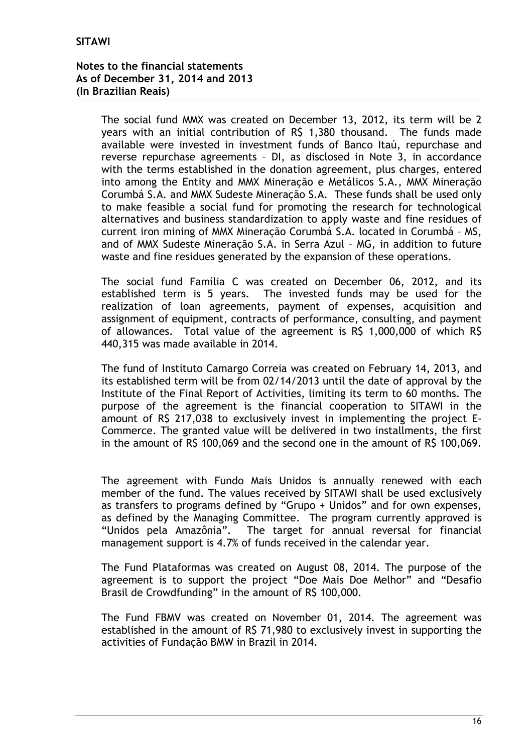The social fund MMX was created on December 13, 2012, its term will be 2 years with an initial contribution of R$ 1,380 thousand. The funds made available were invested in investment funds of Banco Itaú, repurchase and reverse repurchase agreements – DI, as disclosed in Note 3, in accordance with the terms established in the donation agreement, plus charges, entered into among the Entity and MMX Mineração e Metálicos S.A., MMX Mineração Corumbá S.A. and MMX Sudeste Mineração S.A. These funds shall be used only to make feasible a social fund for promoting the research for technological alternatives and business standardization to apply waste and fine residues of current iron mining of MMX Mineração Corumbá S.A. located in Corumbá – MS, and of MMX Sudeste Mineração S.A. in Serra Azul – MG, in addition to future waste and fine residues generated by the expansion of these operations.

The social fund Família C was created on December 06, 2012, and its established term is 5 years. The invested funds may be used for the realization of loan agreements, payment of expenses, acquisition and assignment of equipment, contracts of performance, consulting, and payment of allowances. Total value of the agreement is R$ 1,000,000 of which R$ 440,315 was made available in 2014.

The fund of Instituto Camargo Correia was created on February 14, 2013, and its established term will be from 02/14/2013 until the date of approval by the Institute of the Final Report of Activities, limiting its term to 60 months. The purpose of the agreement is the financial cooperation to SITAWI in the amount of R$ 217,038 to exclusively invest in implementing the project E-Commerce. The granted value will be delivered in two installments, the first in the amount of R$ 100,069 and the second one in the amount of R$ 100,069.

The agreement with Fundo Mais Unidos is annually renewed with each member of the fund. The values received by SITAWI shall be used exclusively as transfers to programs defined by "Grupo + Unidos" and for own expenses, as defined by the Managing Committee. The program currently approved is "Unidos pela Amazônia". The target for annual reversal for financial management support is 4.7% of funds received in the calendar year.

The Fund Plataformas was created on August 08, 2014. The purpose of the agreement is to support the project "Doe Mais Doe Melhor" and "Desafio Brasil de Crowdfunding" in the amount of R$ 100,000.

The Fund FBMV was created on November 01, 2014. The agreement was established in the amount of R$ 71,980 to exclusively invest in supporting the activities of Fundação BMW in Brazil in 2014.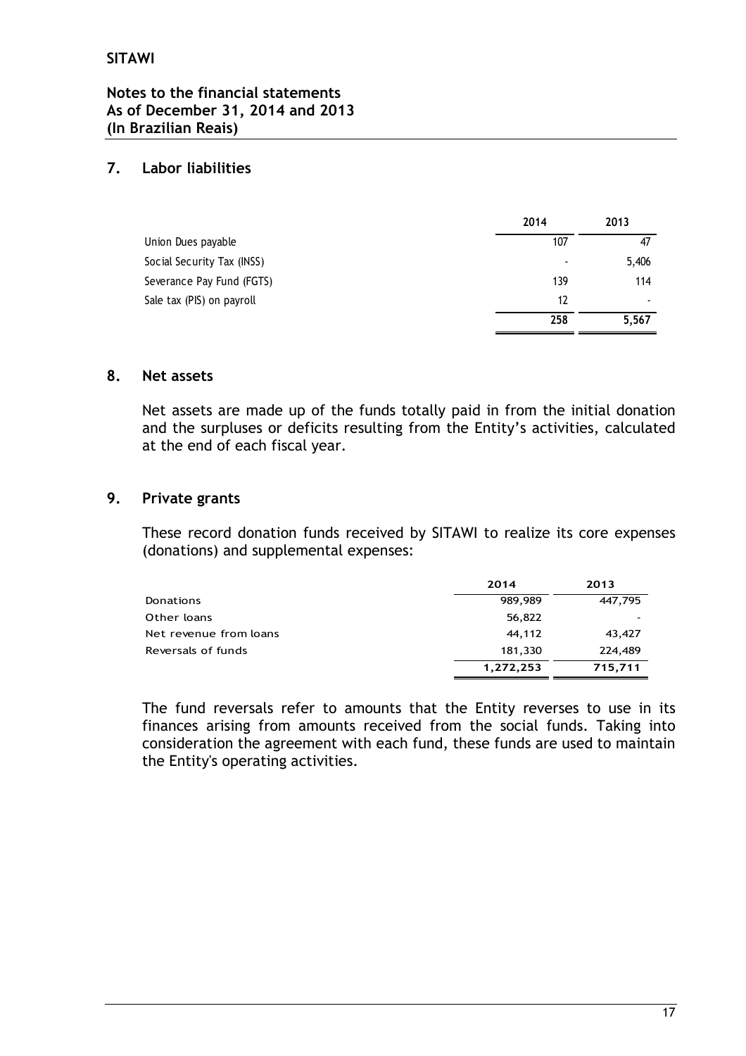## 7. Labor liabilities

| | 2014 | 2013 |
|---|---|---|
| Union Dues payable | 107 | 47 |
| Social Security Tax (INSS) | - | 5,406 |
| Severance Pay Fund (FGTS) | 139 | 114 |
| Sale tax (PIS) on payroll | 12 | - |
| | 258 | 5,567 |

## 8. Net assets

Net assets are made up of the funds totally paid in from the initial donation and the surpluses or deficits resulting from the Entity's activities, calculated at the end of each fiscal year.

## 9. Private grants

These record donation funds received by SITAWI to realize its core expenses (donations) and supplemental expenses:

| | 2014 | 2013 |
|---|---|---|
| Donations | 989,989 | 447,795 |
| Other loans | 56,822 | - |
| Net revenue from loans | 44,112 | 43,427 |
| Reversals of funds | 181,330 | 224,489 |
| | 1,272,253 | 715,711 |

The fund reversals refer to amounts that the Entity reverses to use in its finances arising from amounts received from the social funds. Taking into consideration the agreement with each fund, these funds are used to maintain the Entity's operating activities.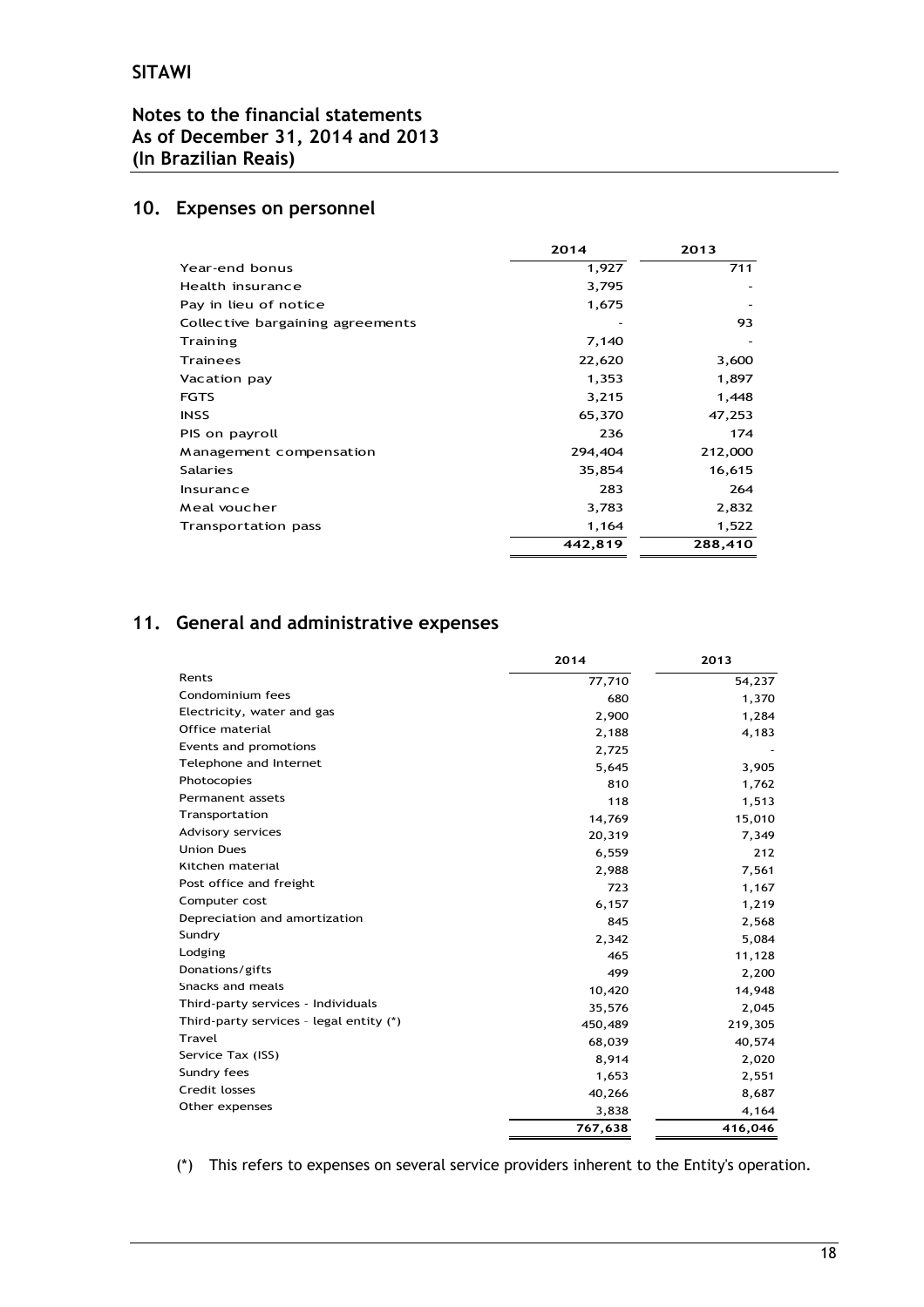## 10. Expenses on personnel

| | 2014 | 2013 |
|---|---|---|
| Year-end bonus | 1,927 | 711 |
| Health insurance | 3,795 | - |
| Pay in lieu of notice | 1,675 | - |
| Collective bargaining agreements | - | 93 |
| Training | 7,140 | - |
| Trainees | 22,620 | 3,600 |
| Vacation pay | 1,353 | 1,897 |
| FGTS | 3,215 | 1,448 |
| INSS | 65,370 | 47,253 |
| PIS on payroll | 236 | 174 |
| Management compensation | 294,404 | 212,000 |
| Salaries | 35,854 | 16,615 |
| Insurance | 283 | 264 |
| Meal voucher | 3,783 | 2,832 |
| Transportation pass | 1,164 | 1,522 |
| | 442,819 | 288,410 |

## 11. General and administrative expenses

| | 2014 | 2013 |
|---|---|---|
| Rents | 77,710 | 54,237 |
| Condominium fees | 680 | 1,370 |
| Electricity, water and gas | 2,900 | 1,284 |
| Office material | 2,188 | 4,183 |
| Events and promotions | 2,725 | - |
| Telephone and Internet | 5,645 | 3,905 |
| Photocopies | 810 | 1,762 |
| Permanent assets | 118 | 1,513 |
| Transportation | 14,769 | 15,010 |
| Advisory services | 20,319 | 7,349 |
| Union Dues | 6,559 | 212 |
| Kitchen material | 2,988 | 7,561 |
| Post office and freight | 723 | 1,167 |
| Computer cost | 6,157 | 1,219 |
| Depreciation and amortization | 845 | 2,568 |
| Sundry | 2,342 | 5,084 |
| Lodging | 465 | 11,128 |
| Donations/gifts | 499 | 2,200 |
| Snacks and meals | 10,420 | 14,948 |
| Third-party services - Individuals | 35,576 | 2,045 |
| Third-party services - legal entity (*) | 450,489 | 219,305 |
| Travel | 68,039 | 40,574 |
| Service Tax (ISS) | 8,914 | 2,020 |
| Sundry fees | 1,653 | 2,551 |
| Credit losses | 40,266 | 8,687 |
| Other expenses | 3,838 | 4,164 |
| | 767,638 | 416,046 |

(*) This refers to expenses on several service providers inherent to the Entity's operation.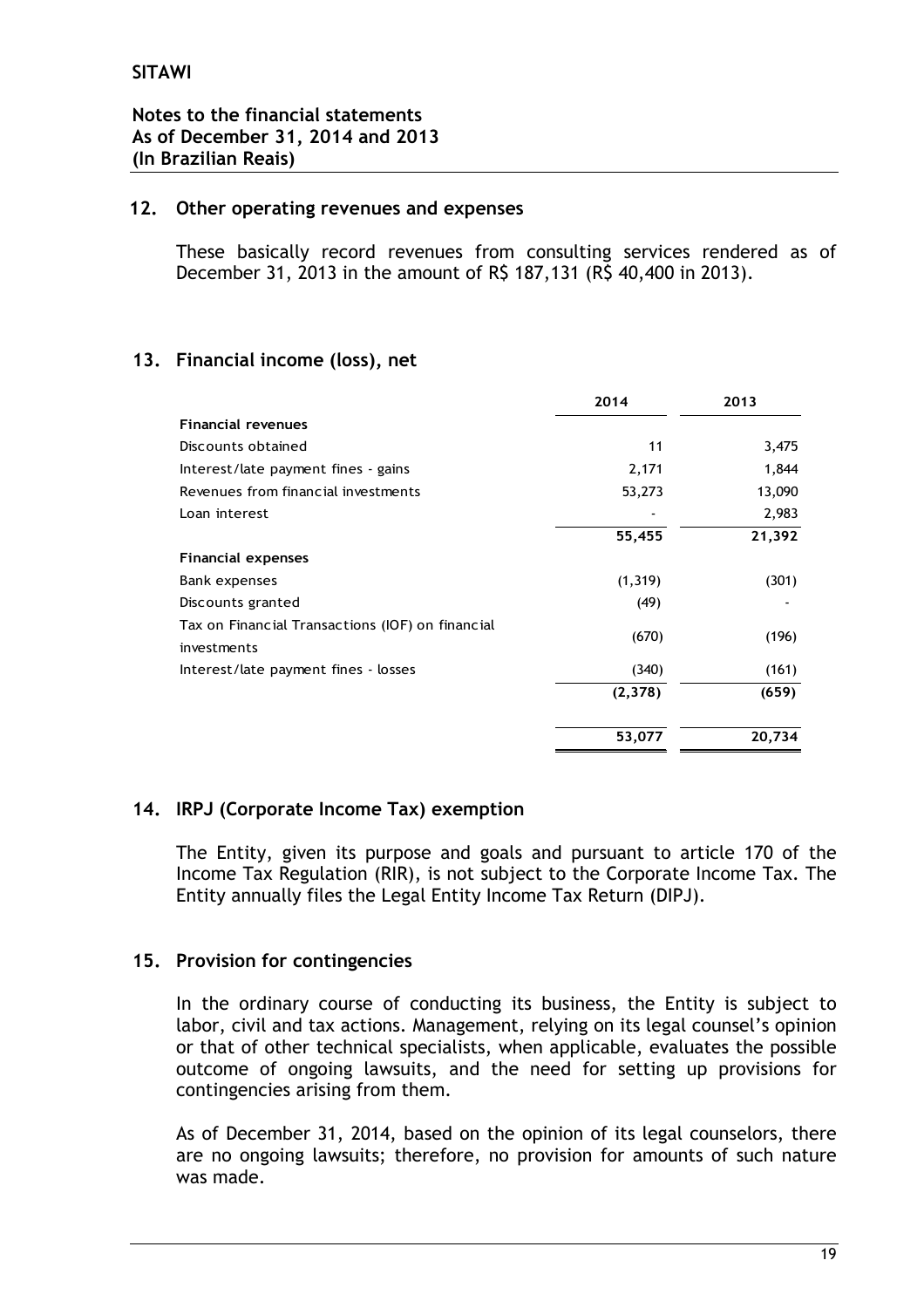## 12. Other operating revenues and expenses

These basically record revenues from consulting services rendered as of December 31, 2013 in the amount of R$ 187,131 (R$ 40,400 in 2013).

## 13. Financial income (loss), net

| | 2014 | 2013 |
|---|---|---|
| **Financial revenues** | | |
| Discounts obtained | 11 | 3,475 |
| Interest/late payment fines - gains | 2,171 | 1,844 |
| Revenues from financial investments | 53,273 | 13,090 |
| Loan interest | - | 2,983 |
| | **55,455** | **21,392** |
| **Financial expenses** | | |
| Bank expenses | (1,319) | (301) |
| Discounts granted | (49) | - |
| Tax on Financial Transactions (IOF) on financial investments | (670) | (196) |
| Interest/late payment fines - losses | (340) | (161) |
| | **(2,378)** | **(659)** |
| | **53,077** | **20,734** |

## 14. IRPJ (Corporate Income Tax) exemption

The Entity, given its purpose and goals and pursuant to article 170 of the Income Tax Regulation (RIR), is not subject to the Corporate Income Tax. The Entity annually files the Legal Entity Income Tax Return (DIPJ).

## 15. Provision for contingencies

In the ordinary course of conducting its business, the Entity is subject to labor, civil and tax actions. Management, relying on its legal counsel's opinion or that of other technical specialists, when applicable, evaluates the possible outcome of ongoing lawsuits, and the need for setting up provisions for contingencies arising from them.

As of December 31, 2014, based on the opinion of its legal counselors, there are no ongoing lawsuits; therefore, no provision for amounts of such nature was made.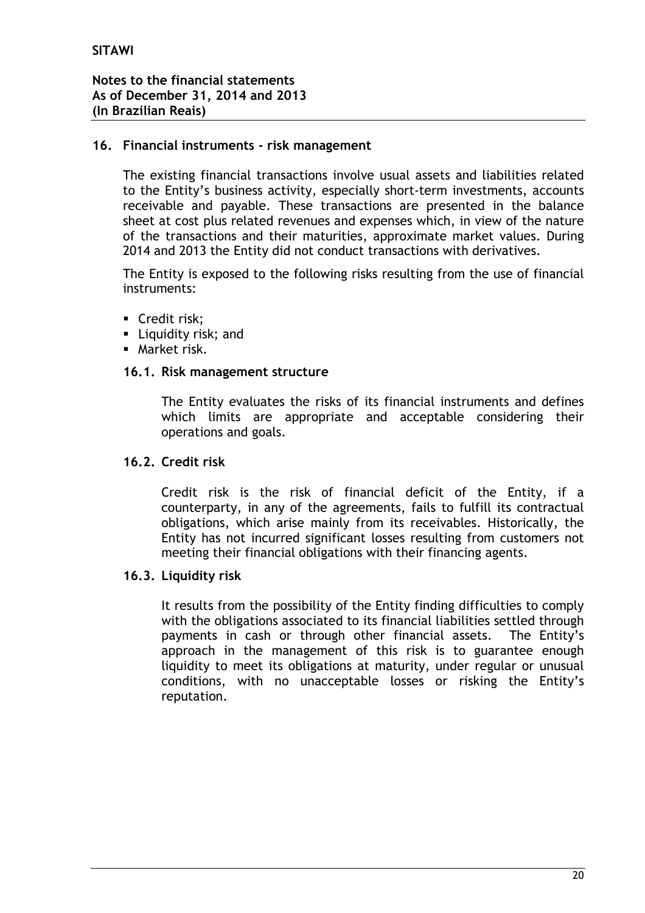## 16. Financial instruments - risk management

The existing financial transactions involve usual assets and liabilities related to the Entity's business activity, especially short-term investments, accounts receivable and payable. These transactions are presented in the balance sheet at cost plus related revenues and expenses which, in view of the nature of the transactions and their maturities, approximate market values. During 2014 and 2013 the Entity did not conduct transactions with derivatives.

The Entity is exposed to the following risks resulting from the use of financial instruments:

- Credit risk;
- Liquidity risk; and
- Market risk.

### 16.1. Risk management structure

The Entity evaluates the risks of its financial instruments and defines which limits are appropriate and acceptable considering their operations and goals.

### 16.2. Credit risk

Credit risk is the risk of financial deficit of the Entity, if a counterparty, in any of the agreements, fails to fulfill its contractual obligations, which arise mainly from its receivables. Historically, the Entity has not incurred significant losses resulting from customers not meeting their financial obligations with their financing agents.

### 16.3. Liquidity risk

It results from the possibility of the Entity finding difficulties to comply with the obligations associated to its financial liabilities settled through payments in cash or through other financial assets. The Entity's approach in the management of this risk is to guarantee enough liquidity to meet its obligations at maturity, under regular or unusual conditions, with no unacceptable losses or risking the Entity's reputation.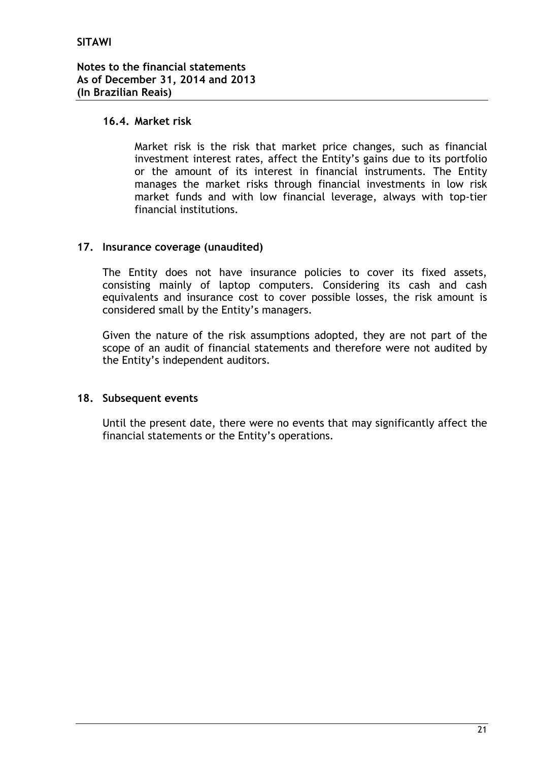### 16.4. Market risk

Market risk is the risk that market price changes, such as financial investment interest rates, affect the Entity's gains due to its portfolio or the amount of its interest in financial instruments. The Entity manages the market risks through financial investments in low risk market funds and with low financial leverage, always with top-tier financial institutions.

## 17. Insurance coverage (unaudited)

The Entity does not have insurance policies to cover its fixed assets, consisting mainly of laptop computers. Considering its cash and cash equivalents and insurance cost to cover possible losses, the risk amount is considered small by the Entity's managers.

Given the nature of the risk assumptions adopted, they are not part of the scope of an audit of financial statements and therefore were not audited by the Entity's independent auditors.

## 18. Subsequent events

Until the present date, there were no events that may significantly affect the financial statements or the Entity's operations.